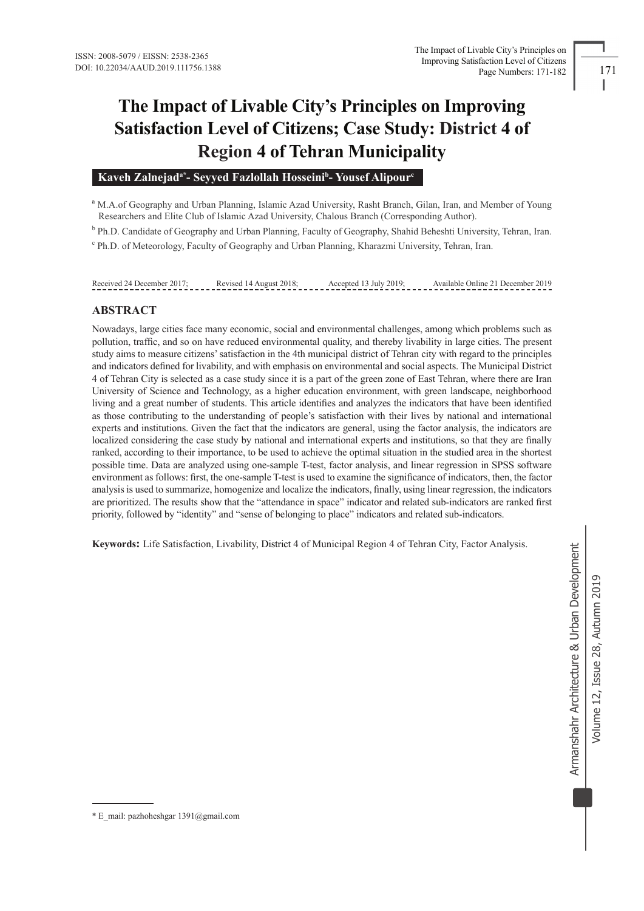ISSN: 2008-5079 / EISSN: 2538-2365
DOI: 10.22034/AAUD.2019.111756.1388

# The Impact of Livable City's Principles on Improving Satisfaction Level of Citizens; Case Study: District 4 of Region 4 of Tehran Municipality

**Kaveh Zalnejad[a*]- Seyyed Fazlollah Hosseini[b]- Yousef Alipour[c]**

[a] M.A.of Geography and Urban Planning, Islamic Azad University, Rasht Branch, Gilan, Iran, and Member of Young Researchers and Elite Club of Islamic Azad University, Chalous Branch (Corresponding Author).

[b] Ph.D. Candidate of Geography and Urban Planning, Faculty of Geography, Shahid Beheshti University, Tehran, Iran.

[c] Ph.D. of Meteorology, Faculty of Geography and Urban Planning, Kharazmi University, Tehran, Iran.

Received 24 December 2017; Revised 14 August 2018; Accepted 13 July 2019; Available Online 21 December 2019

## ABSTRACT

Nowadays, large cities face many economic, social and environmental challenges, among which problems such as pollution, traffic, and so on have reduced environmental quality, and thereby livability in large cities. The present study aims to measure citizens' satisfaction in the 4th municipal district of Tehran city with regard to the principles and indicators defined for livability, and with emphasis on environmental and social aspects. The Municipal District 4 of Tehran City is selected as a case study since it is a part of the green zone of East Tehran, where there are Iran University of Science and Technology, as a higher education environment, with green landscape, neighborhood living and a great number of students. This article identifies and analyzes the indicators that have been identified as those contributing to the understanding of people's satisfaction with their lives by national and international experts and institutions. Given the fact that the indicators are general, using the factor analysis, the indicators are localized considering the case study by national and international experts and institutions, so that they are finally ranked, according to their importance, to be used to achieve the optimal situation in the studied area in the shortest possible time. Data are analyzed using one-sample T-test, factor analysis, and linear regression in SPSS software environment as follows: first, the one-sample T-test is used to examine the significance of indicators, then, the factor analysis is used to summarize, homogenize and localize the indicators, finally, using linear regression, the indicators are prioritized. The results show that the "attendance in space" indicator and related sub-indicators are ranked first priority, followed by "identity" and "sense of belonging to place" indicators and related sub-indicators.

**Keywords:** Life Satisfaction, Livability, District 4 of Municipal Region 4 of Tehran City, Factor Analysis.

\* E_mail: pazhoheshgar 1391@gmail.com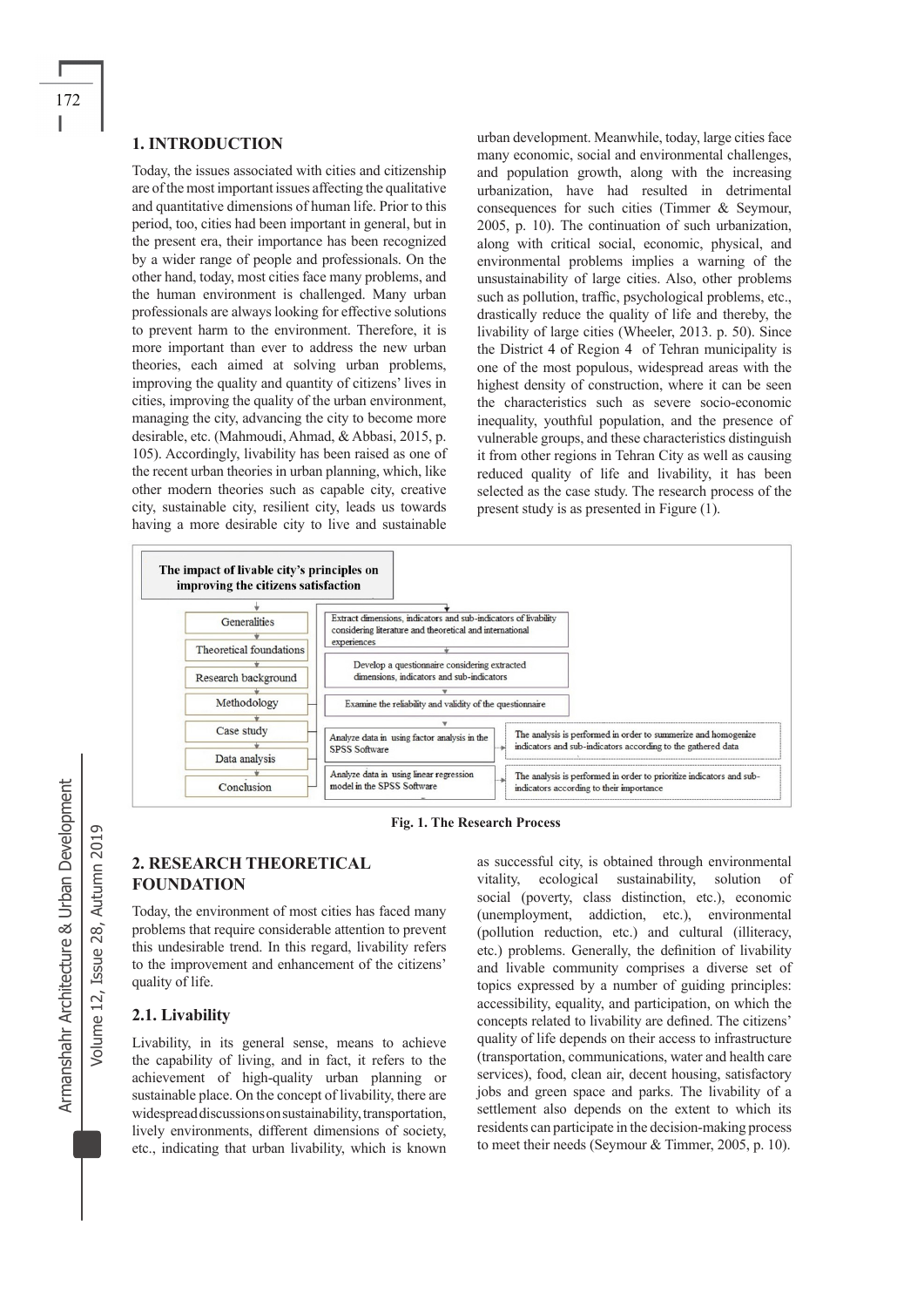## 1. INTRODUCTION

Today, the issues associated with cities and citizenship are of the most important issues affecting the qualitative and quantitative dimensions of human life. Prior to this period, too, cities had been important in general, but in the present era, their importance has been recognized by a wider range of people and professionals. On the other hand, today, most cities face many problems, and the human environment is challenged. Many urban professionals are always looking for effective solutions to prevent harm to the environment. Therefore, it is more important than ever to address the new urban theories, each aimed at solving urban problems, improving the quality and quantity of citizens' lives in cities, improving the quality of the urban environment, managing the city, advancing the city to become more desirable, etc. (Mahmoudi, Ahmad, & Abbasi, 2015, p. 105). Accordingly, livability has been raised as one of the recent urban theories in urban planning, which, like other modern theories such as capable city, creative city, sustainable city, resilient city, leads us towards having a more desirable city to live and sustainable urban development. Meanwhile, today, large cities face many economic, social and environmental challenges, and population growth, along with the increasing urbanization, have had resulted in detrimental consequences for such cities (Timmer & Seymour, 2005, p. 10). The continuation of such urbanization, along with critical social, economic, physical, and environmental problems implies a warning of the unsustainability of large cities. Also, other problems such as pollution, traffic, psychological problems, etc., drastically reduce the quality of life and thereby, the livability of large cities (Wheeler, 2013. p. 50). Since the District 4 of Region 4 of Tehran municipality is one of the most populous, widespread areas with the highest density of construction, where it can be seen the characteristics such as severe socio-economic inequality, youthful population, and the presence of vulnerable groups, and these characteristics distinguish it from other regions in Tehran City as well as causing reduced quality of life and livability, it has been selected as the case study. The research process of the present study is as presented in Figure (1).

The impact of livable city's principles on improving the citizens satisfaction

- Generalities
- Theoretical foundations
- Research background
- Methodology
- Case study
- Data analysis
- Conclusion

- Extract dimensions, indicators and sub-indicators of livability considering literature and theoretical and international experiences
- Develop a questionnaire considering extracted dimensions, indicators and sub-indicators
- Examine the reliability and validity of the questionnaire
- Analyze data in using factor analysis in the SPSS Software → The analysis is performed in order to summerize and homogenize indicators and sub-indicators according to the gathered data
- Analyze data in using linear regression model in the SPSS Software → The analysis is performed in order to prioritize indicators and sub-indicators according to their importance

**Fig. 1. The Research Process**

## 2. RESEARCH THEORETICAL FOUNDATION

Today, the environment of most cities has faced many problems that require considerable attention to prevent this undesirable trend. In this regard, livability refers to the improvement and enhancement of the citizens' quality of life.

### 2.1. Livability

Livability, in its general sense, means to achieve the capability of living, and in fact, it refers to the achievement of high-quality urban planning or sustainable place. On the concept of livability, there are widespread discussions on sustainability, transportation, lively environments, different dimensions of society, etc., indicating that urban livability, which is known as successful city, is obtained through environmental vitality, ecological sustainability, solution of social (poverty, class distinction, etc.), economic (unemployment, addiction, etc.), environmental (pollution reduction, etc.) and cultural (illiteracy, etc.) problems. Generally, the definition of livability and livable community comprises a diverse set of topics expressed by a number of guiding principles: accessibility, equality, and participation, on which the concepts related to livability are defined. The citizens' quality of life depends on their access to infrastructure (transportation, communications, water and health care services), food, clean air, decent housing, satisfactory jobs and green space and parks. The livability of a settlement also depends on the extent to which its residents can participate in the decision-making process to meet their needs (Seymour & Timmer, 2005, p. 10).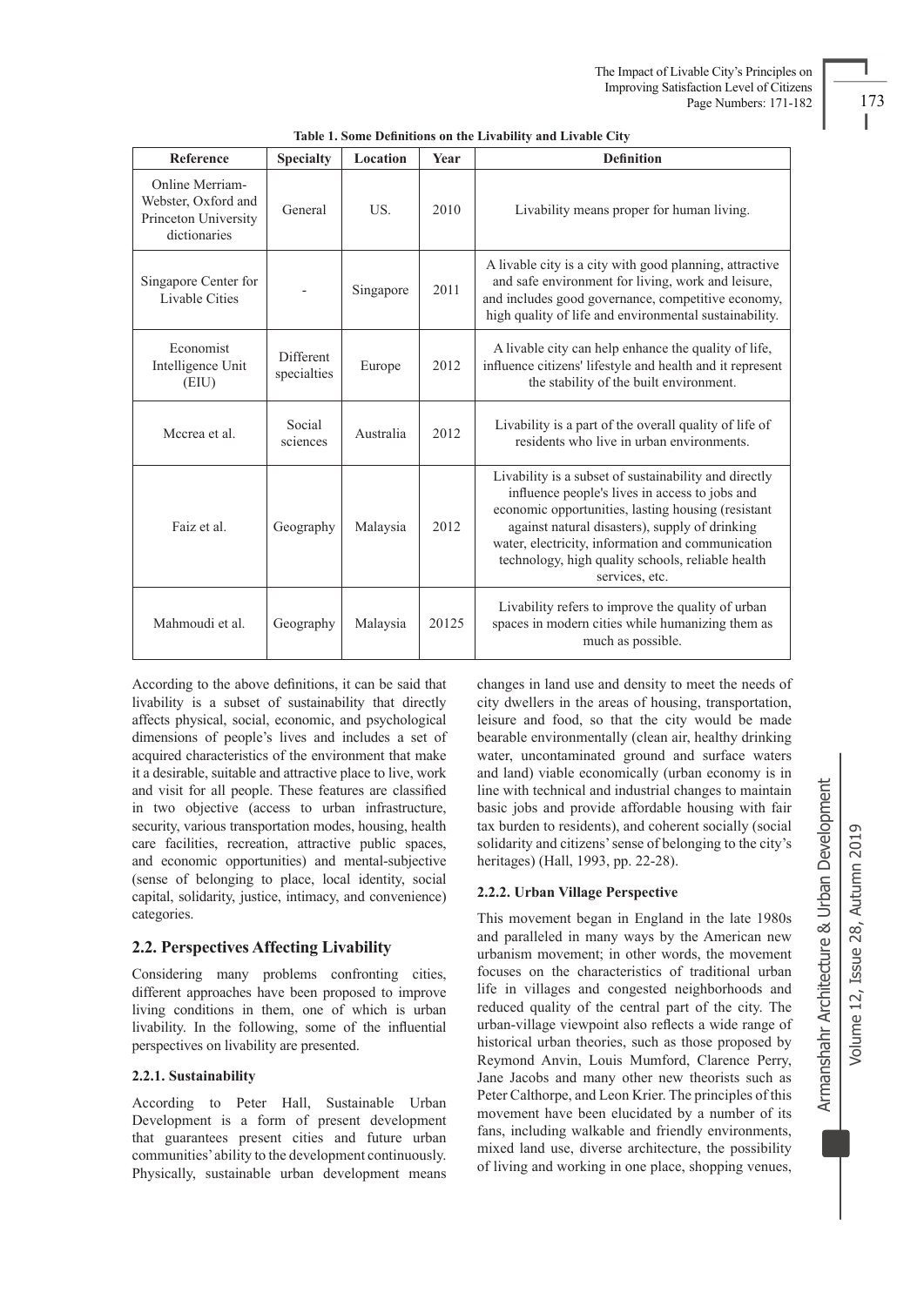**Table 1. Some Definitions on the Livability and Livable City**

| Reference | Specialty | Location | Year | Definition |
|---|---|---|---|---|
| Online Merriam-Webster, Oxford and Princeton University dictionaries | General | US. | 2010 | Livability means proper for human living. |
| Singapore Center for Livable Cities | - | Singapore | 2011 | A livable city is a city with good planning, attractive and safe environment for living, work and leisure, and includes good governance, competitive economy, high quality of life and environmental sustainability. |
| Economist Intelligence Unit (EIU) | Different specialties | Europe | 2012 | A livable city can help enhance the quality of life, influence citizens' lifestyle and health and it represent the stability of the built environment. |
| Mccrea et al. | Social sciences | Australia | 2012 | Livability is a part of the overall quality of life of residents who live in urban environments. |
| Faiz et al. | Geography | Malaysia | 2012 | Livability is a subset of sustainability and directly influence people's lives in access to jobs and economic opportunities, lasting housing (resistant against natural disasters), supply of drinking water, electricity, information and communication technology, high quality schools, reliable health services, etc. |
| Mahmoudi et al. | Geography | Malaysia | 20125 | Livability refers to improve the quality of urban spaces in modern cities while humanizing them as much as possible. |

According to the above definitions, it can be said that livability is a subset of sustainability that directly affects physical, social, economic, and psychological dimensions of people's lives and includes a set of acquired characteristics of the environment that make it a desirable, suitable and attractive place to live, work and visit for all people. These features are classified in two objective (access to urban infrastructure, security, various transportation modes, housing, health care facilities, recreation, attractive public spaces, and economic opportunities) and mental-subjective (sense of belonging to place, local identity, social capital, solidarity, justice, intimacy, and convenience) categories.

## 2.2. Perspectives Affecting Livability

Considering many problems confronting cities, different approaches have been proposed to improve living conditions in them, one of which is urban livability. In the following, some of the influential perspectives on livability are presented.

### 2.2.1. Sustainability

According to Peter Hall, Sustainable Urban Development is a form of present development that guarantees present cities and future urban communities' ability to the development continuously. Physically, sustainable urban development means changes in land use and density to meet the needs of city dwellers in the areas of housing, transportation, leisure and food, so that the city would be made bearable environmentally (clean air, healthy drinking water, uncontaminated ground and surface waters and land) viable economically (urban economy is in line with technical and industrial changes to maintain basic jobs and provide affordable housing with fair tax burden to residents), and coherent socially (social solidarity and citizens' sense of belonging to the city's heritages) (Hall, 1993, pp. 22-28).

### 2.2.2. Urban Village Perspective

This movement began in England in the late 1980s and paralleled in many ways by the American new urbanism movement; in other words, the movement focuses on the characteristics of traditional urban life in villages and congested neighborhoods and reduced quality of the central part of the city. The urban-village viewpoint also reflects a wide range of historical urban theories, such as those proposed by Reymond Anvin, Louis Mumford, Clarence Perry, Jane Jacobs and many other new theorists such as Peter Calthorpe, and Leon Krier. The principles of this movement have been elucidated by a number of its fans, including walkable and friendly environments, mixed land use, diverse architecture, the possibility of living and working in one place, shopping venues,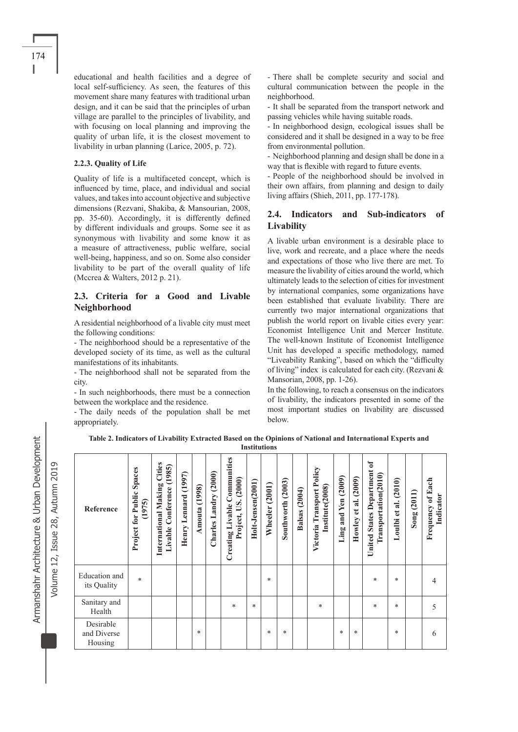educational and health facilities and a degree of local self-sufficiency. As seen, the features of this movement share many features with traditional urban design, and it can be said that the principles of urban village are parallel to the principles of livability, and with focusing on local planning and improving the quality of urban life, it is the closest movement to livability in urban planning (Larice, 2005, p. 72).

#### 2.2.3. Quality of Life

Quality of life is a multifaceted concept, which is influenced by time, place, and individual and social values, and takes into account objective and subjective dimensions (Rezvani, Shakiba, & Mansourian, 2008, pp. 35-60). Accordingly, it is differently defined by different individuals and groups. Some see it as synonymous with livability and some know it as a measure of attractiveness, public welfare, social well-being, happiness, and so on. Some also consider livability to be part of the overall quality of life (Mccrea & Walters, 2012 p. 21).

### 2.3. Criteria for a Good and Livable Neighborhood

A residential neighborhood of a livable city must meet the following conditions:

- The neighborhood should be a representative of the developed society of its time, as well as the cultural manifestations of its inhabitants.
- The neighborhood shall not be separated from the city.
- In such neighborhoods, there must be a connection between the workplace and the residence.
- The daily needs of the population shall be met appropriately.
- There shall be complete security and social and cultural communication between the people in the neighborhood.
- It shall be separated from the transport network and passing vehicles while having suitable roads.
- In neighborhood design, ecological issues shall be considered and it shall be designed in a way to be free from environmental pollution.
- Neighborhood planning and design shall be done in a way that is flexible with regard to future events.
- People of the neighborhood should be involved in their own affairs, from planning and design to daily living affairs (Shieh, 2011, pp. 177-178).

### 2.4. Indicators and Sub-indicators of Livability

A livable urban environment is a desirable place to live, work and recreate, and a place where the needs and expectations of those who live there are met. To measure the livability of cities around the world, which ultimately leads to the selection of cities for investment by international companies, some organizations have been established that evaluate livability. There are currently two major international organizations that publish the world report on livable cities every year: Economist Intelligence Unit and Mercer Institute. The well-known Institute of Economist Intelligence Unit has developed a specific methodology, named "Liveability Ranking", based on which the "difficulty of living" index is calculated for each city. (Rezvani & Mansorian, 2008, pp. 1-26).

In the following, to reach a consensus on the indicators of livability, the indicators presented in some of the most important studies on livability are discussed below.

**Table 2. Indicators of Livability Extracted Based on the Opinions of National and International Experts and Institutions**

| Reference | Project for Public Spaces (1975) | International Making Cities Livable Conference (1985) | Henry Lennard (1997) | Amouta (1998) | Charles Landry (2000) | Creating Livable Communities Project, US. (2000) | Holt-Jensen(2001) | Wheeler (2001) | Southworth (2003) | Balsas (2004) | Victoria Transport Policy Institute(2008) | Ling and Yen (2009) | Howley et al. (2009) | United States Department of Transportation(2010) | Loulbi et al. (2010) | Song (2011) | Frequency of Each Indicator |
|---|---|---|---|---|---|---|---|---|---|---|---|---|---|---|---|---|---|
| Education and its Quality | * | | | | | | | * | | | | | | * | * | | 4 |
| Sanitary and Health | | | | | | * | * | | | | * | | | * | * | | 5 |
| Desirable and Diverse Housing | | | | * | | | | * | * | | | * | * | | * | | 6 |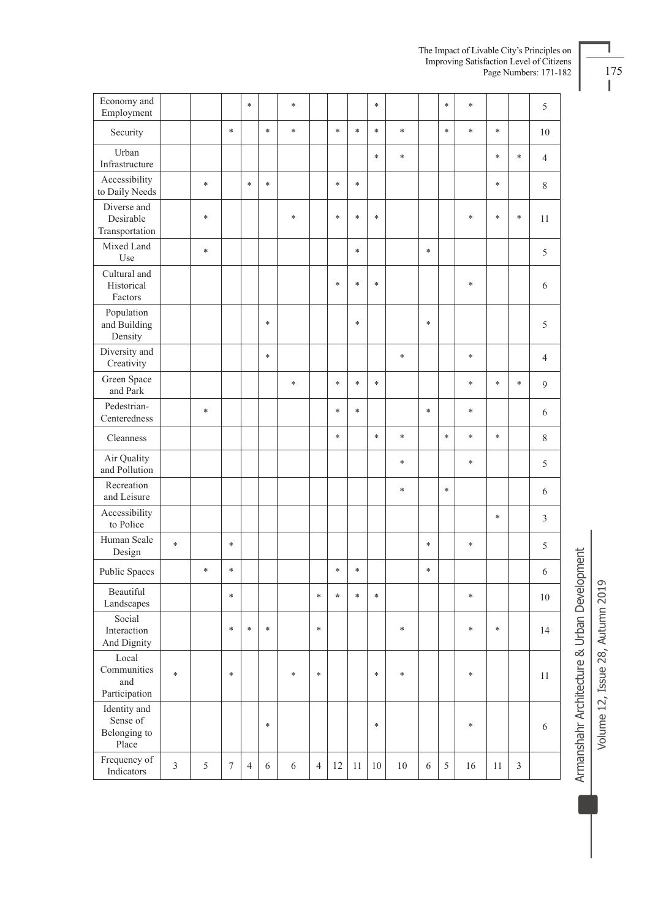| | | | | | | | | | | | | | | | | | |
|---|---|---|---|---|---|---|---|---|---|---|---|---|---|---|---|---|---|
| Economy and Employment | | | | * | | * | | | | * | | | * | * | | | 5 |
| Security | | | * | | * | * | | * | * | * | * | | * | * | * | | 10 |
| Urban Infrastructure | | | | | | | | | | * | * | | | | * | * | 4 |
| Accessibility to Daily Needs | | * | | * | * | | | * | * | | | | | | * | | 8 |
| Diverse and Desirable Transportation | | * | | | | * | | * | * | * | | | | * | * | * | 11 |
| Mixed Land Use | | * | | | | | | | * | | | * | | | | | 5 |
| Cultural and Historical Factors | | | | | | | | * | * | * | | | | * | | | 6 |
| Population and Building Density | | | | | * | | | | * | | | * | | | | | 5 |
| Diversity and Creativity | | | | | * | | | | | | * | | | * | | | 4 |
| Green Space and Park | | | | | | * | | * | * | * | | | | * | * | * | 9 |
| Pedestrian-Centeredness | | * | | | | | | * | * | | | * | | * | | | 6 |
| Cleanness | | | | | | | | * | | * | * | | * | * | * | | 8 |
| Air Quality and Pollution | | | | | | | | | | | * | | | * | | | 5 |
| Recreation and Leisure | | | | | | | | | | | * | | * | | | | 6 |
| Accessibility to Police | | | | | | | | | | | | | | | * | | 3 |
| Human Scale Design | * | | * | | | | | | | | | * | | * | | | 5 |
| Public Spaces | | * | * | | | | | * | * | | | * | | | | | 6 |
| Beautiful Landscapes | | | * | | | | * | * | * | * | | | | * | | | 10 |
| Social Interaction And Dignity | | | * | * | * | | * | | | | * | | | * | * | | 14 |
| Local Communities and Participation | * | | * | | | * | * | | | * | * | | | * | | | 11 |
| Identity and Sense of Belonging to Place | | | | | * | | | | | * | | | | * | | | 6 |
| Frequency of Indicators | 3 | 5 | 7 | 4 | 6 | 6 | 4 | 12 | 11 | 10 | 10 | 6 | 5 | 16 | 11 | 3 | |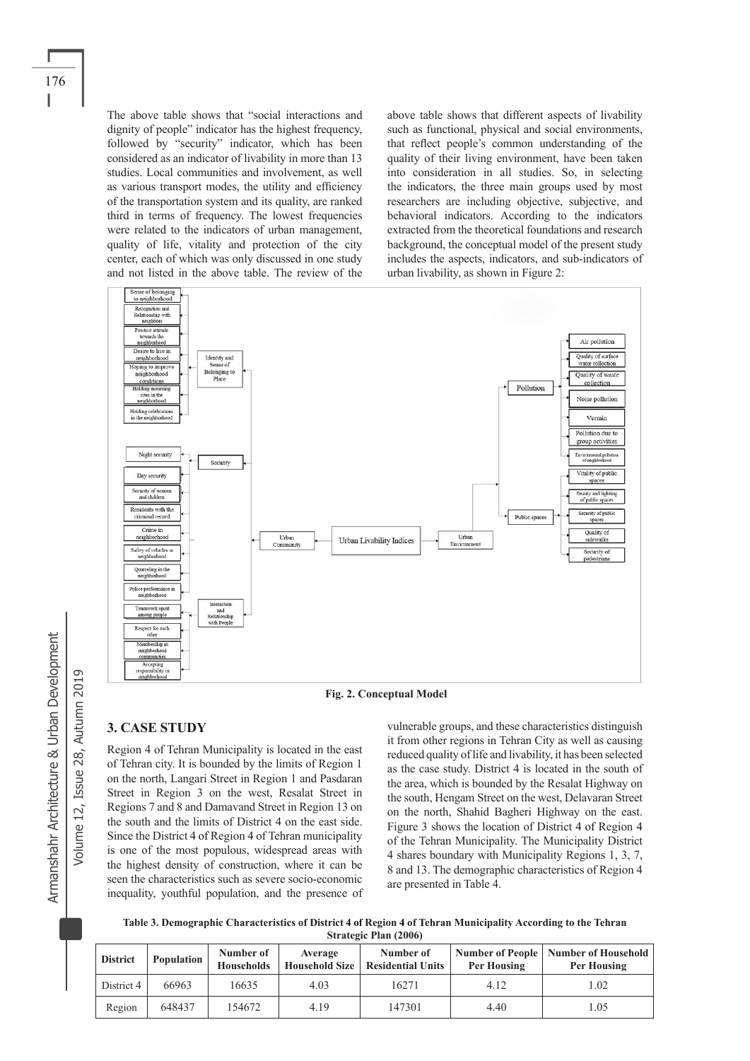The above table shows that "social interactions and dignity of people" indicator has the highest frequency, followed by "security" indicator, which has been considered as an indicator of livability in more than 13 studies. Local communities and involvement, as well as various transport modes, the utility and efficiency of the transportation system and its quality, are ranked third in terms of frequency. The lowest frequencies were related to the indicators of urban management, quality of life, vitality and protection of the city center, each of which was only discussed in one study and not listed in the above table. The review of the above table shows that different aspects of livability such as functional, physical and social environments, that reflect people's common understanding of the quality of their living environment, have been taken into consideration in all studies. So, in selecting the indicators, the three main groups used by most researchers are including objective, subjective, and behavioral indicators. According to the indicators extracted from the theoretical foundations and research background, the conceptual model of the present study includes the aspects, indicators, and sub-indicators of urban livability, as shown in Figure 2:

**Fig. 2. Conceptual Model**

## 3. CASE STUDY

Region 4 of Tehran Municipality is located in the east of Tehran city. It is bounded by the limits of Region 1 on the north, Langari Street in Region 1 and Pasdaran Street in Region 3 on the west, Resalat Street in Regions 7 and 8 and Damavand Street in Region 13 on the south and the limits of District 4 on the east side. Since the District 4 of Region 4 of Tehran municipality is one of the most populous, widespread areas with the highest density of construction, where it can be seen the characteristics such as severe socio-economic inequality, youthful population, and the presence of vulnerable groups, and these characteristics distinguish it from other regions in Tehran City as well as causing reduced quality of life and livability, it has been selected as the case study. District 4 is located in the south of the area, which is bounded by the Resalat Highway on the south, Hengam Street on the west, Delavaran Street on the north, Shahid Bagheri Highway on the east. Figure 3 shows the location of District 4 of Region 4 of the Tehran Municipality. The Municipality District 4 shares boundary with Municipality Regions 1, 3, 7, 8 and 13. The demographic characteristics of Region 4 are presented in Table 4.

**Table 3. Demographic Characteristics of District 4 of Region 4 of Tehran Municipality According to the Tehran Strategic Plan (2006)**

| District | Population | Number of Households | Average Household Size | Number of Residential Units | Number of People Per Housing | Number of Household Per Housing |
|---|---|---|---|---|---|---|
| District 4 | 66963 | 16635 | 4.03 | 16271 | 4.12 | 1.02 |
| Region | 648437 | 154672 | 4.19 | 147301 | 4.40 | 1.05 |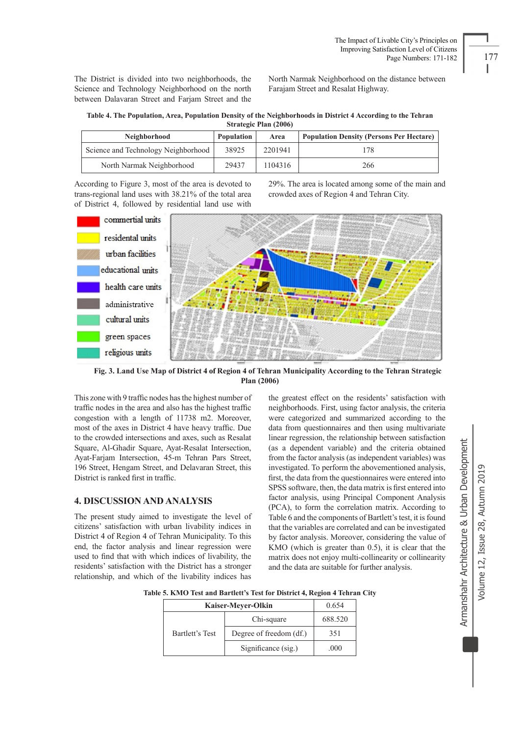The District is divided into two neighborhoods, the Science and Technology Neighborhood on the north between Dalavaran Street and Farjam Street and the North Narmak Neighborhood on the distance between Farajam Street and Resalat Highway.

**Table 4. The Population, Area, Population Density of the Neighborhoods in District 4 According to the Tehran Strategic Plan (2006)**

| Neighborhood | Population | Area | Population Density (Persons Per Hectare) |
|---|---|---|---|
| Science and Technology Neighborhood | 38925 | 2201941 | 178 |
| North Narmak Neighborhood | 29437 | 1104316 | 266 |

According to Figure 3, most of the area is devoted to trans-regional land uses with 38.21% of the total area of District 4, followed by residential land use with 29%. The area is located among some of the main and crowded axes of Region 4 and Tehran City.

**Fig. 3. Land Use Map of District 4 of Region 4 of Tehran Municipality According to the Tehran Strategic Plan (2006)**

This zone with 9 traffic nodes has the highest number of traffic nodes in the area and also has the highest traffic congestion with a length of 11738 m2. Moreover, most of the axes in District 4 have heavy traffic. Due to the crowded intersections and axes, such as Resalat Square, Al-Ghadir Square, Ayat-Resalat Intersection, Ayat-Farjam Intersection, 45-m Tehran Pars Street, 196 Street, Hengam Street, and Delavaran Street, this District is ranked first in traffic.

## 4. DISCUSSION AND ANALYSIS

The present study aimed to investigate the level of citizens' satisfaction with urban livability indices in District 4 of Region 4 of Tehran Municipality. To this end, the factor analysis and linear regression were used to find that with which indices of livability, the residents' satisfaction with the District has a stronger relationship, and which of the livability indices has the greatest effect on the residents' satisfaction with neighborhoods. First, using factor analysis, the criteria were categorized and summarized according to the data from questionnaires and then using multivariate linear regression, the relationship between satisfaction (as a dependent variable) and the criteria obtained from the factor analysis (as independent variables) was investigated. To perform the abovementioned analysis, first, the data from the questionnaires were entered into SPSS software, then, the data matrix is first entered into factor analysis, using Principal Component Analysis (PCA), to form the correlation matrix. According to Table 6 and the components of Bartlett's test, it is found that the variables are correlated and can be investigated by factor analysis. Moreover, considering the value of KMO (which is greater than 0.5), it is clear that the matrix does not enjoy multi-collinearity or collinearity and the data are suitable for further analysis.

**Table 5. KMO Test and Bartlett's Test for District 4, Region 4 Tehran City**

| Kaiser-Meyer-Olkin | | 0.654 |
|---|---|---|
| Bartlett's Test | Chi-square | 688.520 |
| | Degree of freedom (df.) | 351 |
| | Significance (sig.) | .000 |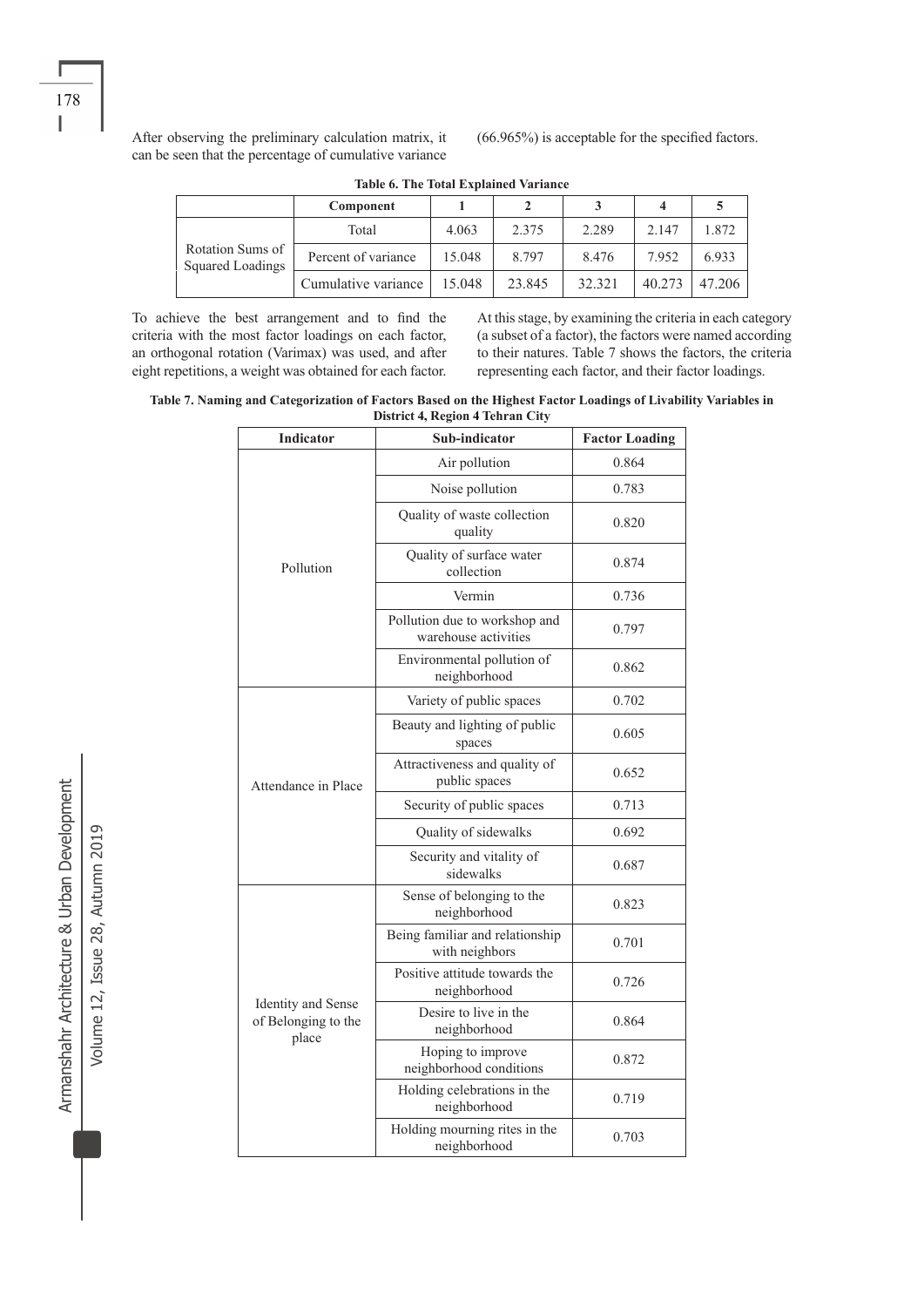After observing the preliminary calculation matrix, it can be seen that the percentage of cumulative variance (66.965%) is acceptable for the specified factors.

**Table 6. The Total Explained Variance**

| | Component | 1 | 2 | 3 | 4 | 5 |
|---|---|---|---|---|---|---|
| Rotation Sums of Squared Loadings | Total | 4.063 | 2.375 | 2.289 | 2.147 | 1.872 |
| | Percent of variance | 15.048 | 8.797 | 8.476 | 7.952 | 6.933 |
| | Cumulative variance | 15.048 | 23.845 | 32.321 | 40.273 | 47.206 |

To achieve the best arrangement and to find the criteria with the most factor loadings on each factor, an orthogonal rotation (Varimax) was used, and after eight repetitions, a weight was obtained for each factor. At this stage, by examining the criteria in each category (a subset of a factor), the factors were named according to their natures. Table 7 shows the factors, the criteria representing each factor, and their factor loadings.

**Table 7. Naming and Categorization of Factors Based on the Highest Factor Loadings of Livability Variables in District 4, Region 4 Tehran City**

| Indicator | Sub-indicator | Factor Loading |
|---|---|---|
| Pollution | Air pollution | 0.864 |
| | Noise pollution | 0.783 |
| | Quality of waste collection quality | 0.820 |
| | Quality of surface water collection | 0.874 |
| | Vermin | 0.736 |
| | Pollution due to workshop and warehouse activities | 0.797 |
| | Environmental pollution of neighborhood | 0.862 |
| Attendance in Place | Variety of public spaces | 0.702 |
| | Beauty and lighting of public spaces | 0.605 |
| | Attractiveness and quality of public spaces | 0.652 |
| | Security of public spaces | 0.713 |
| | Quality of sidewalks | 0.692 |
| | Security and vitality of sidewalks | 0.687 |
| Identity and Sense of Belonging to the place | Sense of belonging to the neighborhood | 0.823 |
| | Being familiar and relationship with neighbors | 0.701 |
| | Positive attitude towards the neighborhood | 0.726 |
| | Desire to live in the neighborhood | 0.864 |
| | Hoping to improve neighborhood conditions | 0.872 |
| | Holding celebrations in the neighborhood | 0.719 |
| | Holding mourning rites in the neighborhood | 0.703 |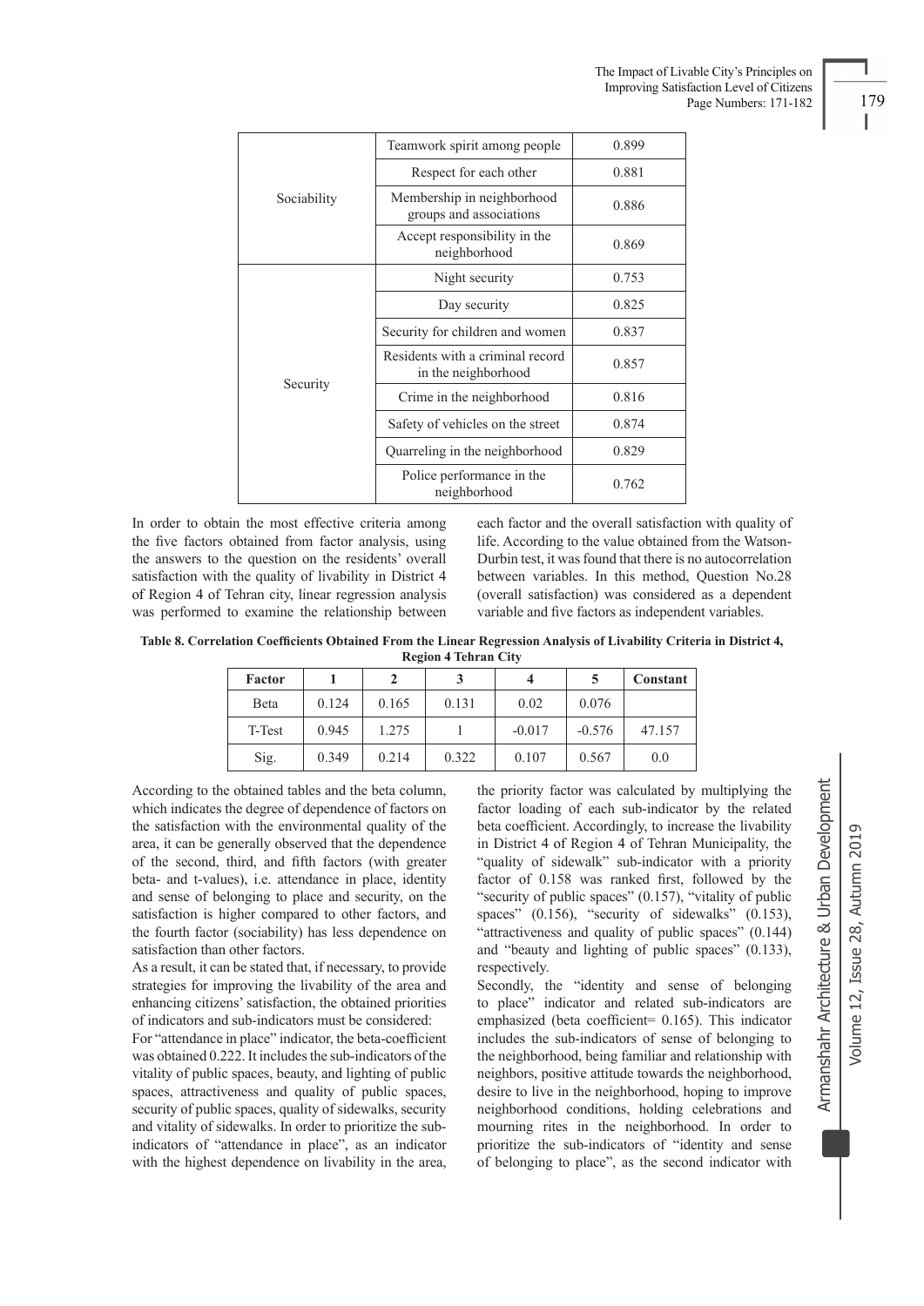| | | |
|---|---|---|
| Sociability | Teamwork spirit among people | 0.899 |
| | Respect for each other | 0.881 |
| | Membership in neighborhood groups and associations | 0.886 |
| | Accept responsibility in the neighborhood | 0.869 |
| Security | Night security | 0.753 |
| | Day security | 0.825 |
| | Security for children and women | 0.837 |
| | Residents with a criminal record in the neighborhood | 0.857 |
| | Crime in the neighborhood | 0.816 |
| | Safety of vehicles on the street | 0.874 |
| | Quarreling in the neighborhood | 0.829 |
| | Police performance in the neighborhood | 0.762 |

In order to obtain the most effective criteria among the five factors obtained from factor analysis, using the answers to the question on the residents' overall satisfaction with the quality of livability in District 4 of Region 4 of Tehran city, linear regression analysis was performed to examine the relationship between each factor and the overall satisfaction with quality of life. According to the value obtained from the Watson-Durbin test, it was found that there is no autocorrelation between variables. In this method, Question No.28 (overall satisfaction) was considered as a dependent variable and five factors as independent variables.

**Table 8. Correlation Coefficients Obtained From the Linear Regression Analysis of Livability Criteria in District 4, Region 4 Tehran City**

| Factor | 1 | 2 | 3 | 4 | 5 | Constant |
|---|---|---|---|---|---|---|
| Beta | 0.124 | 0.165 | 0.131 | 0.02 | 0.076 | |
| T-Test | 0.945 | 1.275 | 1 | -0.017 | -0.576 | 47.157 |
| Sig. | 0.349 | 0.214 | 0.322 | 0.107 | 0.567 | 0.0 |

According to the obtained tables and the beta column, which indicates the degree of dependence of factors on the satisfaction with the environmental quality of the area, it can be generally observed that the dependence of the second, third, and fifth factors (with greater beta- and t-values), i.e. attendance in place, identity and sense of belonging to place and security, on the satisfaction is higher compared to other factors, and the fourth factor (sociability) has less dependence on satisfaction than other factors.

As a result, it can be stated that, if necessary, to provide strategies for improving the livability of the area and enhancing citizens' satisfaction, the obtained priorities of indicators and sub-indicators must be considered:

For "attendance in place" indicator, the beta-coefficient was obtained 0.222. It includes the sub-indicators of the vitality of public spaces, beauty, and lighting of public spaces, attractiveness and quality of public spaces, security of public spaces, quality of sidewalks, security and vitality of sidewalks. In order to prioritize the sub-indicators of "attendance in place", as an indicator with the highest dependence on livability in the area, the priority factor was calculated by multiplying the factor loading of each sub-indicator by the related beta coefficient. Accordingly, to increase the livability in District 4 of Region 4 of Tehran Municipality, the "quality of sidewalk" sub-indicator with a priority factor of 0.158 was ranked first, followed by the "security of public spaces" (0.157), "vitality of public spaces" (0.156), "security of sidewalks" (0.153), "attractiveness and quality of public spaces" (0.144) and "beauty and lighting of public spaces" (0.133), respectively.

Secondly, the "identity and sense of belonging to place" indicator and related sub-indicators are emphasized (beta coefficient= 0.165). This indicator includes the sub-indicators of sense of belonging to the neighborhood, being familiar and relationship with neighbors, positive attitude towards the neighborhood, desire to live in the neighborhood, hoping to improve neighborhood conditions, holding celebrations and mourning rites in the neighborhood. In order to prioritize the sub-indicators of "identity and sense of belonging to place", as the second indicator with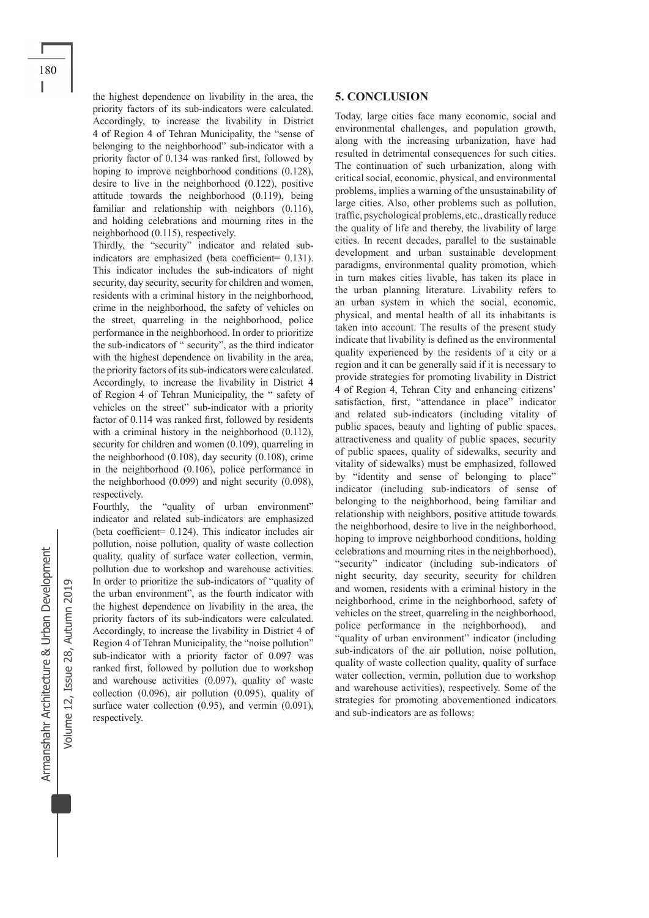the highest dependence on livability in the area, the priority factors of its sub-indicators were calculated. Accordingly, to increase the livability in District 4 of Region 4 of Tehran Municipality, the "sense of belonging to the neighborhood" sub-indicator with a priority factor of 0.134 was ranked first, followed by hoping to improve neighborhood conditions (0.128), desire to live in the neighborhood (0.122), positive attitude towards the neighborhood (0.119), being familiar and relationship with neighbors (0.116), and holding celebrations and mourning rites in the neighborhood (0.115), respectively.

Thirdly, the "security" indicator and related sub-indicators are emphasized (beta coefficient= 0.131). This indicator includes the sub-indicators of night security, day security, security for children and women, residents with a criminal history in the neighborhood, crime in the neighborhood, the safety of vehicles on the street, quarreling in the neighborhood, police performance in the neighborhood. In order to prioritize the sub-indicators of " security", as the third indicator with the highest dependence on livability in the area, the priority factors of its sub-indicators were calculated. Accordingly, to increase the livability in District 4 of Region 4 of Tehran Municipality, the " safety of vehicles on the street" sub-indicator with a priority factor of 0.114 was ranked first, followed by residents with a criminal history in the neighborhood (0.112), security for children and women (0.109), quarreling in the neighborhood (0.108), day security (0.108), crime in the neighborhood (0.106), police performance in the neighborhood (0.099) and night security (0.098), respectively.

Fourthly, the "quality of urban environment" indicator and related sub-indicators are emphasized (beta coefficient= 0.124). This indicator includes air pollution, noise pollution, quality of waste collection quality, quality of surface water collection, vermin, pollution due to workshop and warehouse activities. In order to prioritize the sub-indicators of "quality of the urban environment", as the fourth indicator with the highest dependence on livability in the area, the priority factors of its sub-indicators were calculated. Accordingly, to increase the livability in District 4 of Region 4 of Tehran Municipality, the "noise pollution" sub-indicator with a priority factor of 0.097 was ranked first, followed by pollution due to workshop and warehouse activities (0.097), quality of waste collection (0.096), air pollution (0.095), quality of surface water collection (0.95), and vermin (0.091), respectively.

## 5. CONCLUSION

Today, large cities face many economic, social and environmental challenges, and population growth, along with the increasing urbanization, have had resulted in detrimental consequences for such cities. The continuation of such urbanization, along with critical social, economic, physical, and environmental problems, implies a warning of the unsustainability of large cities. Also, other problems such as pollution, traffic, psychological problems, etc., drastically reduce the quality of life and thereby, the livability of large cities. In recent decades, parallel to the sustainable development and urban sustainable development paradigms, environmental quality promotion, which in turn makes cities livable, has taken its place in the urban planning literature. Livability refers to an urban system in which the social, economic, physical, and mental health of all its inhabitants is taken into account. The results of the present study indicate that livability is defined as the environmental quality experienced by the residents of a city or a region and it can be generally said if it is necessary to provide strategies for promoting livability in District 4 of Region 4, Tehran City and enhancing citizens' satisfaction, first, "attendance in place" indicator and related sub-indicators (including vitality of public spaces, beauty and lighting of public spaces, attractiveness and quality of public spaces, security of public spaces, quality of sidewalks, security and vitality of sidewalks) must be emphasized, followed by "identity and sense of belonging to place" indicator (including sub-indicators of sense of belonging to the neighborhood, being familiar and relationship with neighbors, positive attitude towards the neighborhood, desire to live in the neighborhood, hoping to improve neighborhood conditions, holding celebrations and mourning rites in the neighborhood), "security" indicator (including sub-indicators of night security, day security, security for children and women, residents with a criminal history in the neighborhood, crime in the neighborhood, safety of vehicles on the street, quarreling in the neighborhood, police performance in the neighborhood), and "quality of urban environment" indicator (including sub-indicators of the air pollution, noise pollution, quality of waste collection quality, quality of surface water collection, vermin, pollution due to workshop and warehouse activities), respectively. Some of the strategies for promoting abovementioned indicators and sub-indicators are as follows: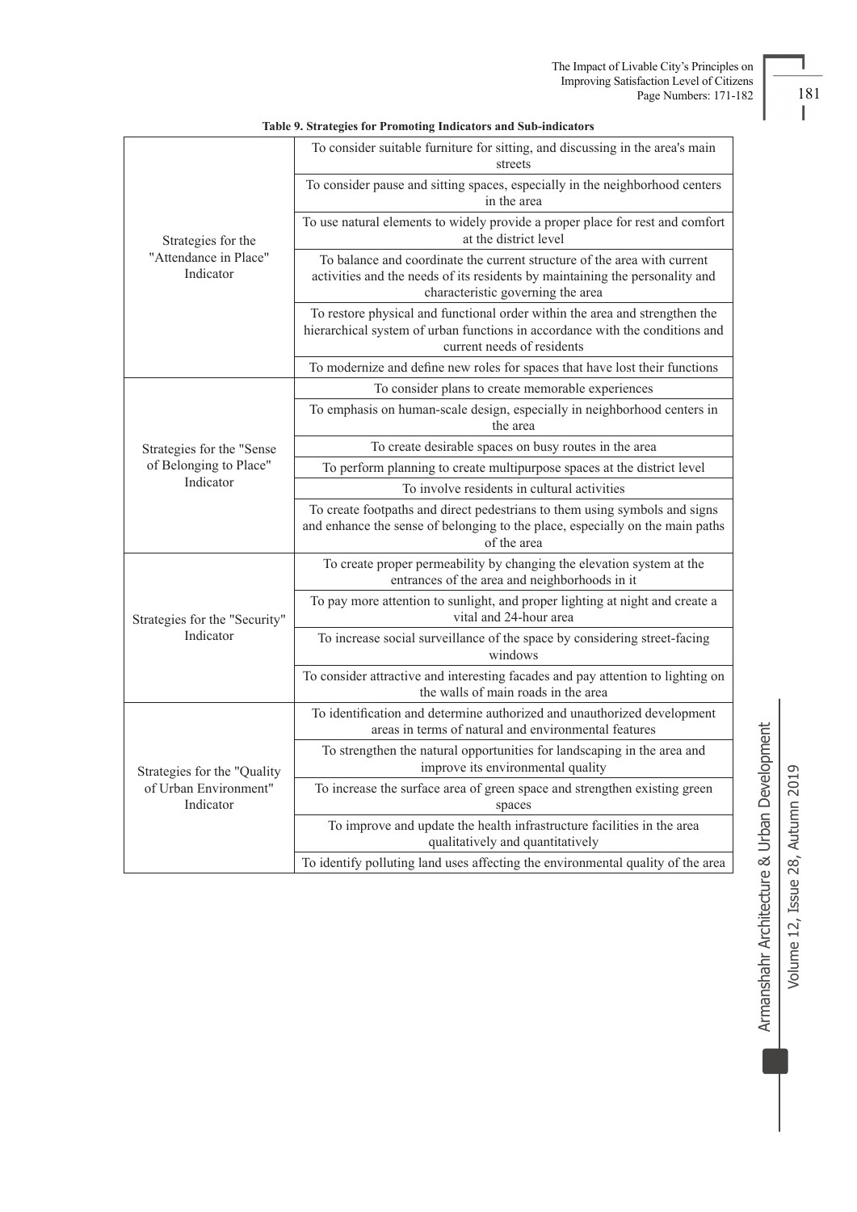**Table 9. Strategies for Promoting Indicators and Sub-indicators**

| | |
|---|---|
| Strategies for the "Attendance in Place" Indicator | To consider suitable furniture for sitting, and discussing in the area's main streets |
| | To consider pause and sitting spaces, especially in the neighborhood centers in the area |
| | To use natural elements to widely provide a proper place for rest and comfort at the district level |
| | To balance and coordinate the current structure of the area with current activities and the needs of its residents by maintaining the personality and characteristic governing the area |
| | To restore physical and functional order within the area and strengthen the hierarchical system of urban functions in accordance with the conditions and current needs of residents |
| | To modernize and define new roles for spaces that have lost their functions |
| Strategies for the "Sense of Belonging to Place" Indicator | To consider plans to create memorable experiences |
| | To emphasis on human-scale design, especially in neighborhood centers in the area |
| | To create desirable spaces on busy routes in the area |
| | To perform planning to create multipurpose spaces at the district level |
| | To involve residents in cultural activities |
| | To create footpaths and direct pedestrians to them using symbols and signs and enhance the sense of belonging to the place, especially on the main paths of the area |
| Strategies for the "Security" Indicator | To create proper permeability by changing the elevation system at the entrances of the area and neighborhoods in it |
| | To pay more attention to sunlight, and proper lighting at night and create a vital and 24-hour area |
| | To increase social surveillance of the space by considering street-facing windows |
| | To consider attractive and interesting facades and pay attention to lighting on the walls of main roads in the area |
| Strategies for the "Quality of Urban Environment" Indicator | To identification and determine authorized and unauthorized development areas in terms of natural and environmental features |
| | To strengthen the natural opportunities for landscaping in the area and improve its environmental quality |
| | To increase the surface area of green space and strengthen existing green spaces |
| | To improve and update the health infrastructure facilities in the area qualitatively and quantitatively |
| | To identify polluting land uses affecting the environmental quality of the area |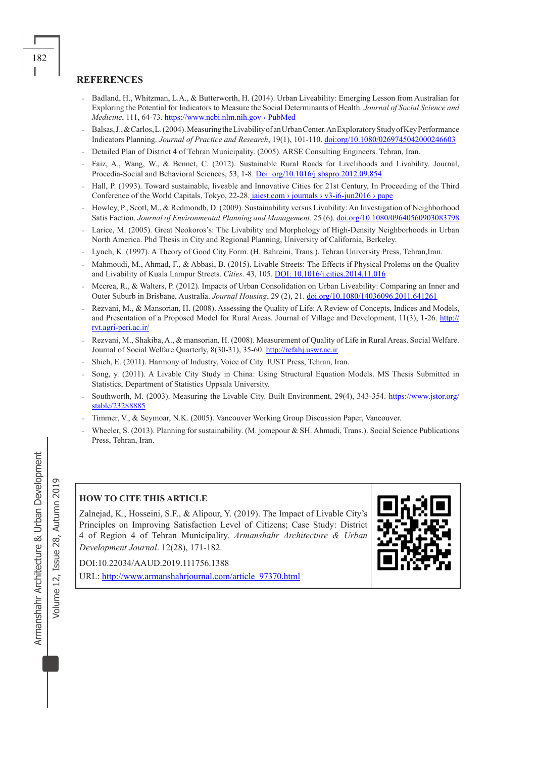## REFERENCES

- Badland, H., Whitzman, L.A., & Butterworth, H. (2014). Urban Liveability: Emerging Lesson from Australian for Exploring the Potential for Indicators to Measure the Social Determinants of Health. *Journal of Social Science and Medicine*, 111, 64-73. https://www.ncbi.nlm.nih.gov › PubMed
- Balsas, J., & Carlos, L. (2004). Measuring the Livability of an Urban Center. An Exploratory Study of Key Performance Indicators Planning. *Journal of Practice and Research*, 19(1), 101-110. doi:org/10.1080/0269745042000246603
- Detailed Plan of District 4 of Tehran Municipality. (2005). ARSE Consulting Engineers. Tehran, Iran.
- Faiz, A., Wang, W., & Bennet, C. (2012). Sustainable Rural Roads for Livelihoods and Livability. Journal, Procedia-Social and Behavioral Sciences, 53, 1-8. Doi: org/10.1016/j.sbspro.2012.09.854
- Hall, P. (1993). Toward sustainable, liveable and Innovative Cities for 21st Century, In Proceeding of the Third Conference of the World Capitals, Tokyo, 22-28. iaiest.com › journals › v3-i6-jun2016 › pape
- Howley, P., Scotl, M., & Redmondb, D. (2009). Sustainability versus Livability: An Investigation of Neighborhood Satis Faction. *Journal of Environmental Planning and Management*. 25 (6). doi.org/10.1080/09640560903083798
- Larice, M. (2005). Great Neokoros's: The Livability and Morphology of High-Density Neighborhoods in Urban North America. Phd Thesis in City and Regional Planning, University of California, Berkeley.
- Lynch, K. (1997). A Theory of Good City Form. (H. Bahreini, Trans.). Tehran University Press, Tehran,Iran.
- Mahmoudi, M., Ahmad, F., & Abbasi, B. (2015). Livable Streets: The Effects if Physical Prolems on the Quality and Livability of Kuala Lampur Streets. *Cities*. 43, 105. DOI: 10.1016/j.cities.2014.11.016
- Mccrea, R., & Walters, P. (2012). Impacts of Urban Consolidation on Urban Liveability: Comparing an Inner and Outer Suburb in Brisbane, Australia. *Journal Housing*, 29 (2), 21. doi.org/10.1080/14036096.2011.641261
- Rezvani, M., & Mansorian, H. (2008). Assessing the Quality of Life: A Review of Concepts, Indices and Models, and Presentation of a Proposed Model for Rural Areas. Journal of Village and Development, 11(3), 1-26. http://rvt.agri-peri.ac.ir/
- Rezvani, M., Shakiba, A., & mansorian, H. (2008). Measurement of Quality of Life in Rural Areas. Social Welfare. Journal of Social Welfare Quarterly, 8(30-31), 35-60. http://refahj.uswr.ac.ir
- Shieh, E. (2011). Harmony of Industry, Voice of City. IUST Press, Tehran, Iran.
- Song, y. (2011). A Livable City Study in China: Using Structural Equation Models. MS Thesis Submitted in Statistics, Department of Statistics Uppsala University.
- Southworth, M. (2003). Measuring the Livable City. Built Environment, 29(4), 343-354. https://www.jstor.org/stable/23288885
- Timmer, V., & Seymoar, N.K. (2005). Vancouver Working Group Discussion Paper, Vancouver.
- Wheeler, S. (2013). Planning for sustainability. (M. jomepour & SH. Ahmadi, Trans.). Social Science Publications Press, Tehran, Iran.

### HOW TO CITE THIS ARTICLE

Zalnejad, K., Hosseini, S.F., & Alipour, Y. (2019). The Impact of Livable City's Principles on Improving Satisfaction Level of Citizens; Case Study: District 4 of Region 4 of Tehran Municipality. *Armanshahr Architecture & Urban Development Journal*. 12(28), 171-182.

DOI:10.22034/AAUD.2019.111756.1388

URL: http://www.armanshahrjournal.com/article_97370.html